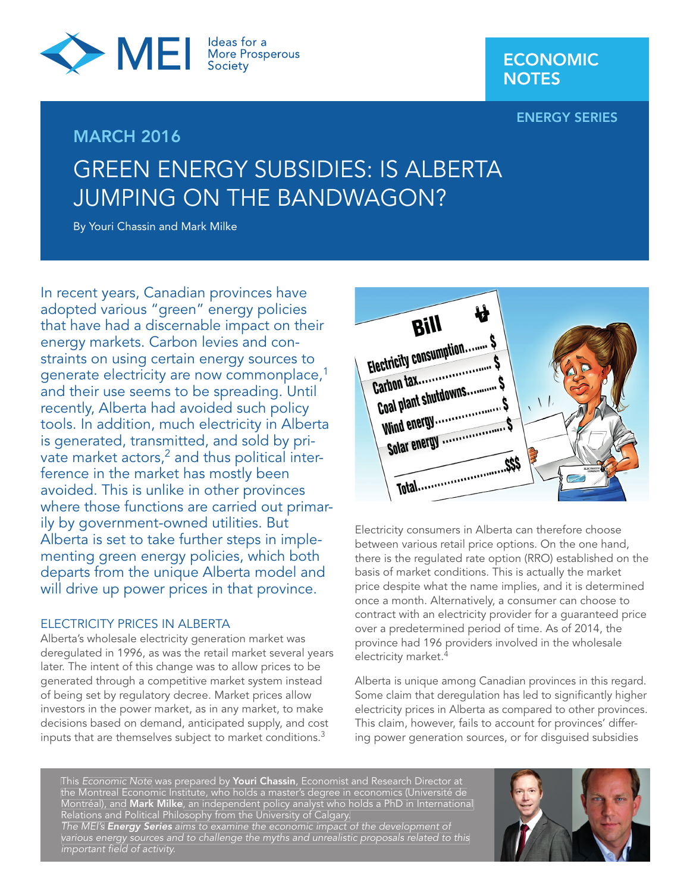ECONOMIC NOTES

ENERGY SERIES

MARCH 2016

# GREEN ENERGY SUBSIDIES: IS ALBERTA JUMPING ON THE BANDWAGON?

By Youri Chassin and Mark Milke

In recent years, Canadian provinces have adopted various "green" energy policies that have had a discernable impact on their energy markets. Carbon levies and constraints on using certain energy sources to generate electricity are now commonplace,[1] and their use seems to be spreading. Until recently, Alberta had avoided such policy tools. In addition, much electricity in Alberta is generated, transmitted, and sold by private market actors,[2] and thus political interference in the market has mostly been avoided. This is unlike in other provinces where those functions are carried out primarily by government-owned utilities. But Alberta is set to take further steps in implementing green energy policies, which both departs from the unique Alberta model and will drive up power prices in that province.

## ELECTRICITY PRICES IN ALBERTA

Alberta's wholesale electricity generation market was deregulated in 1996, as was the retail market several years later. The intent of this change was to allow prices to be generated through a competitive market system instead of being set by regulatory decree. Market prices allow investors in the power market, as in any market, to make decisions based on demand, anticipated supply, and cost inputs that are themselves subject to market conditions.[3]

Electricity consumers in Alberta can therefore choose between various retail price options. On the one hand, there is the regulated rate option (RRO) established on the basis of market conditions. This is actually the market price despite what the name implies, and it is determined once a month. Alternatively, a consumer can choose to contract with an electricity provider for a guaranteed price over a predetermined period of time. As of 2014, the province had 196 providers involved in the wholesale electricity market.[4]

Alberta is unique among Canadian provinces in this regard. Some claim that deregulation has led to significantly higher electricity prices in Alberta as compared to other provinces. This claim, however, fails to account for provinces' differing power generation sources, or for disguised subsidies

This *Economic Note* was prepared by **Youri Chassin**, Economist and Research Director at the Montreal Economic Institute, who holds a master's degree in economics (Université de Montréal), and **Mark Milke**, an independent policy analyst who holds a PhD in International Relations and Political Philosophy from the University of Calgary.
*The MEI's* ***Energy Series*** *aims to examine the economic impact of the development of various energy sources and to challenge the myths and unrealistic proposals related to this important field of activity.*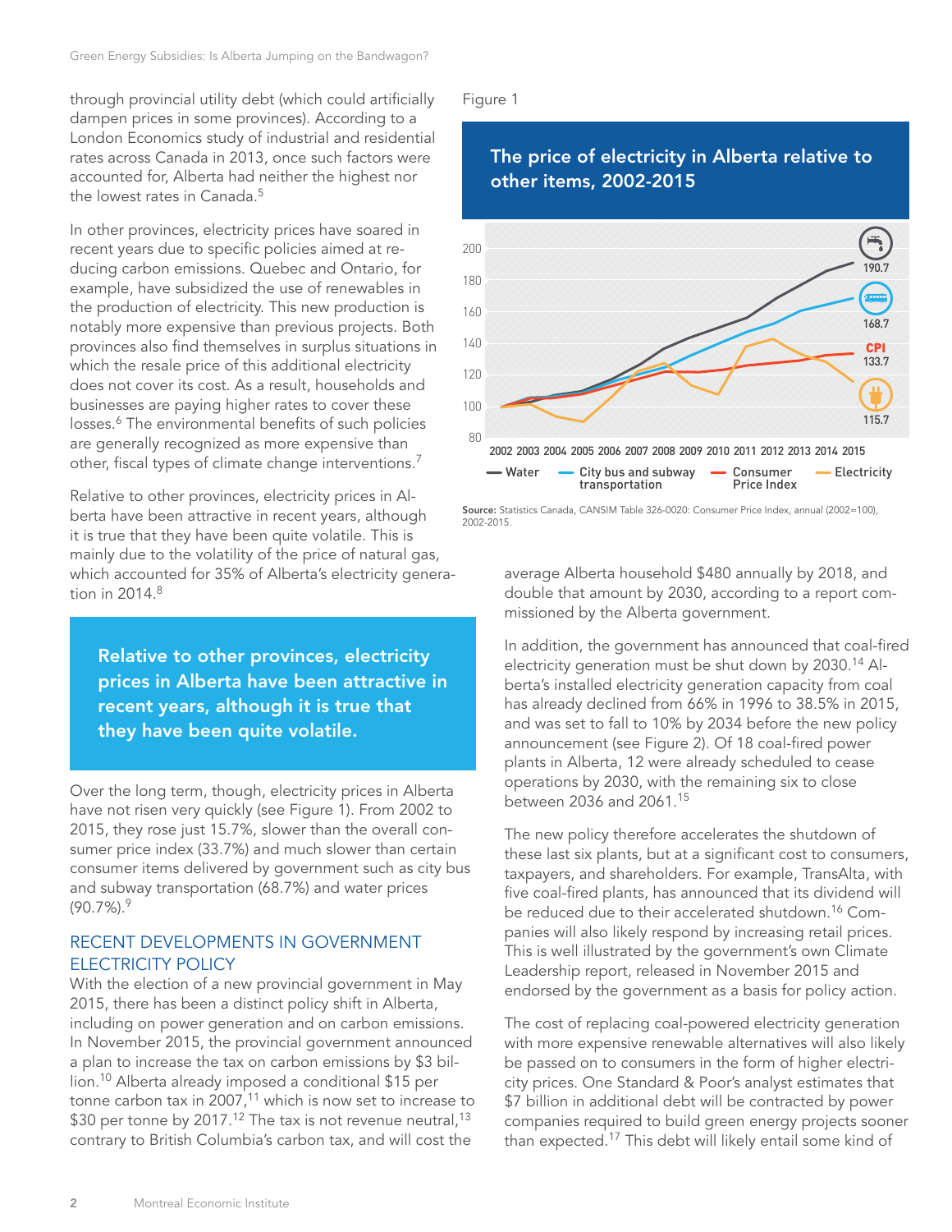through provincial utility debt (which could artificially dampen prices in some provinces). According to a London Economics study of industrial and residential rates across Canada in 2013, once such factors were accounted for, Alberta had neither the highest nor the lowest rates in Canada.[5]

In other provinces, electricity prices have soared in recent years due to specific policies aimed at reducing carbon emissions. Quebec and Ontario, for example, have subsidized the use of renewables in the production of electricity. This new production is notably more expensive than previous projects. Both provinces also find themselves in surplus situations in which the resale price of this additional electricity does not cover its cost. As a result, households and businesses are paying higher rates to cover these losses.[6] The environmental benefits of such policies are generally recognized as more expensive than other, fiscal types of climate change interventions.[7]

Relative to other provinces, electricity prices in Alberta have been attractive in recent years, although it is true that they have been quite volatile. This is mainly due to the volatility of the price of natural gas, which accounted for 35% of Alberta's electricity generation in 2014.[8]

> **Relative to other provinces, electricity prices in Alberta have been attractive in recent years, although it is true that they have been quite volatile.**

Over the long term, though, electricity prices in Alberta have not risen very quickly (see Figure 1). From 2002 to 2015, they rose just 15.7%, slower than the overall consumer price index (33.7%) and much slower than certain consumer items delivered by government such as city bus and subway transportation (68.7%) and water prices (90.7%).[9]

## RECENT DEVELOPMENTS IN GOVERNMENT ELECTRICITY POLICY

With the election of a new provincial government in May 2015, there has been a distinct policy shift in Alberta, including on power generation and on carbon emissions. In November 2015, the provincial government announced a plan to increase the tax on carbon emissions by $3 billion.[10] Alberta already imposed a conditional $15 per tonne carbon tax in 2007,[11] which is now set to increase to $30 per tonne by 2017.[12] The tax is not revenue neutral,[13] contrary to British Columbia's carbon tax, and will cost the average Alberta household $480 annually by 2018, and double that amount by 2030, according to a report commissioned by the Alberta government.

Figure 1

**The price of electricity in Alberta relative to other items, 2002-2015**

Water: 190.7; City bus and subway transportation: 168.7; Consumer Price Index (CPI): 133.7; Electricity: 115.7

**Source:** Statistics Canada, CANSIM Table 326-0020: Consumer Price Index, annual (2002=100), 2002-2015.

In addition, the government has announced that coal-fired electricity generation must be shut down by 2030.[14] Alberta's installed electricity generation capacity from coal has already declined from 66% in 1996 to 38.5% in 2015, and was set to fall to 10% by 2034 before the new policy announcement (see Figure 2). Of 18 coal-fired power plants in Alberta, 12 were already scheduled to cease operations by 2030, with the remaining six to close between 2036 and 2061.[15]

The new policy therefore accelerates the shutdown of these last six plants, but at a significant cost to consumers, taxpayers, and shareholders. For example, TransAlta, with five coal-fired plants, has announced that its dividend will be reduced due to their accelerated shutdown.[16] Companies will also likely respond by increasing retail prices. This is well illustrated by the government's own Climate Leadership report, released in November 2015 and endorsed by the government as a basis for policy action.

The cost of replacing coal-powered electricity generation with more expensive renewable alternatives will also likely be passed on to consumers in the form of higher electricity prices. One Standard & Poor's analyst estimates that $7 billion in additional debt will be contracted by power companies required to build green energy projects sooner than expected.[17] This debt will likely entail some kind of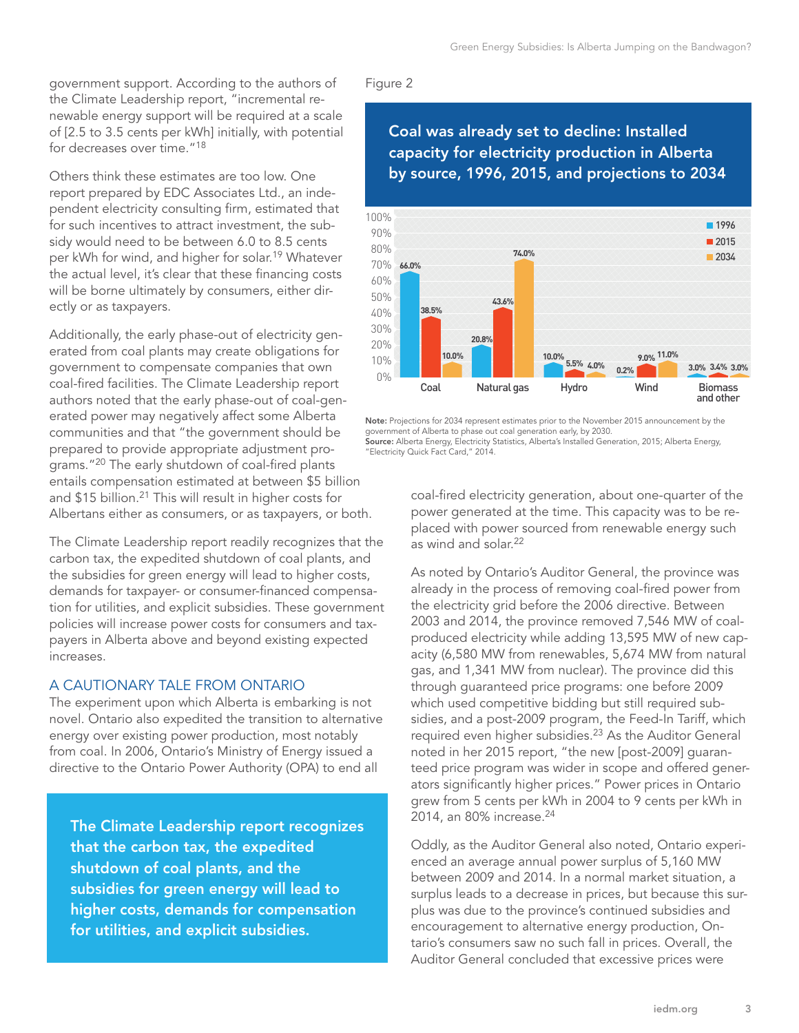government support. According to the authors of the Climate Leadership report, "incremental renewable energy support will be required at a scale of [2.5 to 3.5 cents per kWh] initially, with potential for decreases over time."[18]

Others think these estimates are too low. One report prepared by EDC Associates Ltd., an independent electricity consulting firm, estimated that for such incentives to attract investment, the subsidy would need to be between 6.0 to 8.5 cents per kWh for wind, and higher for solar.[19] Whatever the actual level, it's clear that these financing costs will be borne ultimately by consumers, either directly or as taxpayers.

Additionally, the early phase-out of electricity generated from coal plants may create obligations for government to compensate companies that own coal-fired facilities. The Climate Leadership report authors noted that the early phase-out of coal-generated power may negatively affect some Alberta communities and that "the government should be prepared to provide appropriate adjustment programs."[20] The early shutdown of coal-fired plants entails compensation estimated at between $5 billion and $15 billion.[21] This will result in higher costs for Albertans either as consumers, or as taxpayers, or both.

The Climate Leadership report readily recognizes that the carbon tax, the expedited shutdown of coal plants, and the subsidies for green energy will lead to higher costs, demands for taxpayer- or consumer-financed compensation for utilities, and explicit subsidies. These government policies will increase power costs for consumers and taxpayers in Alberta above and beyond existing expected increases.

## A CAUTIONARY TALE FROM ONTARIO

The experiment upon which Alberta is embarking is not novel. Ontario also expedited the transition to alternative energy over existing power production, most notably from coal. In 2006, Ontario's Ministry of Energy issued a directive to the Ontario Power Authority (OPA) to end all coal-fired electricity generation, about one-quarter of the power generated at the time. This capacity was to be replaced with power sourced from renewable energy such as wind and solar.[22]

**The Climate Leadership report recognizes that the carbon tax, the expedited shutdown of coal plants, and the subsidies for green energy will lead to higher costs, demands for compensation for utilities, and explicit subsidies.**

Figure 2

### Coal was already set to decline: Installed capacity for electricity production in Alberta by source, 1996, 2015, and projections to 2034

| Source | 1996 | 2015 | 2034 |
|---|---|---|---|
| Coal | 66.0% | 38.5% | 10.0% |
| Natural gas | 20.8% | 43.6% | 74.0% |
| Hydro | 10.0% | 5.5% | 4.0% |
| Wind | 0.2% | 9.0% | 11.0% |
| Biomass and other | 3.0% | 3.4% | 3.0% |

**Note:** Projections for 2034 represent estimates prior to the November 2015 announcement by the government of Alberta to phase out coal generation early, by 2030.
**Source:** Alberta Energy, Electricity Statistics, Alberta's Installed Generation, 2015; Alberta Energy, "Electricity Quick Fact Card," 2014.

As noted by Ontario's Auditor General, the province was already in the process of removing coal-fired power from the electricity grid before the 2006 directive. Between 2003 and 2014, the province removed 7,546 MW of coal-produced electricity while adding 13,595 MW of new capacity (6,580 MW from renewables, 5,674 MW from natural gas, and 1,341 MW from nuclear). The province did this through guaranteed price programs: one before 2009 which used competitive bidding but still required subsidies, and a post-2009 program, the Feed-In Tariff, which required even higher subsidies.[23] As the Auditor General noted in her 2015 report, "the new [post-2009] guaranteed price program was wider in scope and offered generators significantly higher prices." Power prices in Ontario grew from 5 cents per kWh in 2004 to 9 cents per kWh in 2014, an 80% increase.[24]

Oddly, as the Auditor General also noted, Ontario experienced an average annual power surplus of 5,160 MW between 2009 and 2014. In a normal market situation, a surplus leads to a decrease in prices, but because this surplus was due to the province's continued subsidies and encouragement to alternative energy production, Ontario's consumers saw no such fall in prices. Overall, the Auditor General concluded that excessive prices were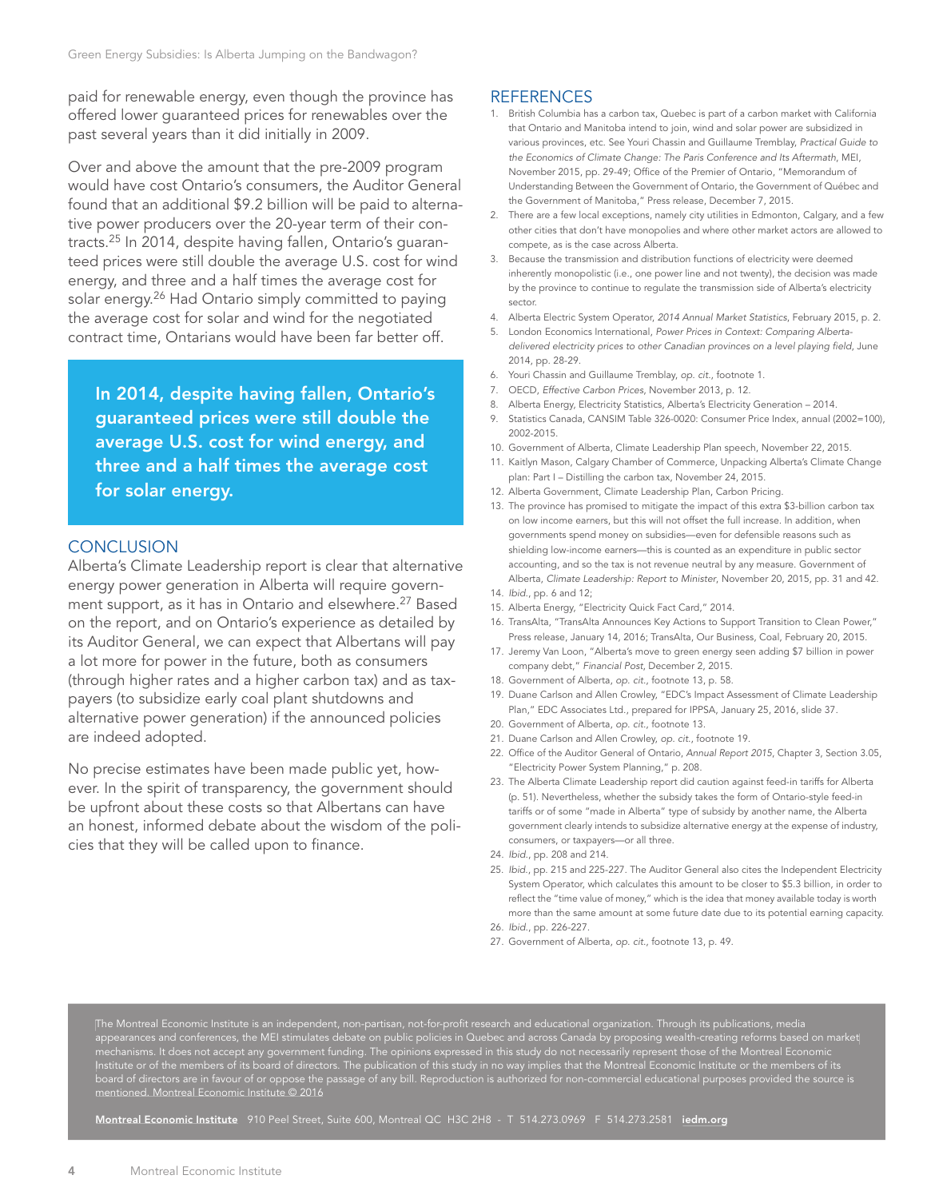paid for renewable energy, even though the province has offered lower guaranteed prices for renewables over the past several years than it did initially in 2009.

Over and above the amount that the pre-2009 program would have cost Ontario's consumers, the Auditor General found that an additional $9.2 billion will be paid to alternative power producers over the 20-year term of their contracts.[25] In 2014, despite having fallen, Ontario's guaranteed prices were still double the average U.S. cost for wind energy, and three and a half times the average cost for solar energy.[26] Had Ontario simply committed to paying the average cost for solar and wind for the negotiated contract time, Ontarians would have been far better off.

**In 2014, despite having fallen, Ontario's guaranteed prices were still double the average U.S. cost for wind energy, and three and a half times the average cost for solar energy.**

## CONCLUSION

Alberta's Climate Leadership report is clear that alternative energy power generation in Alberta will require government support, as it has in Ontario and elsewhere.[27] Based on the report, and on Ontario's experience as detailed by its Auditor General, we can expect that Albertans will pay a lot more for power in the future, both as consumers (through higher rates and a higher carbon tax) and as taxpayers (to subsidize early coal plant shutdowns and alternative power generation) if the announced policies are indeed adopted.

No precise estimates have been made public yet, however. In the spirit of transparency, the government should be upfront about these costs so that Albertans can have an honest, informed debate about the wisdom of the policies that they will be called upon to finance.

## REFERENCES

1. British Columbia has a carbon tax, Quebec is part of a carbon market with California that Ontario and Manitoba intend to join, wind and solar power are subsidized in various provinces, etc. See Youri Chassin and Guillaume Tremblay, *Practical Guide to the Economics of Climate Change: The Paris Conference and Its Aftermath*, MEI, November 2015, pp. 29-49; Office of the Premier of Ontario, "Memorandum of Understanding Between the Government of Ontario, the Government of Québec and the Government of Manitoba," Press release, December 7, 2015.
2. There are a few local exceptions, namely city utilities in Edmonton, Calgary, and a few other cities that don't have monopolies and where other market actors are allowed to compete, as is the case across Alberta.
3. Because the transmission and distribution functions of electricity were deemed inherently monopolistic (i.e., one power line and not twenty), the decision was made by the province to continue to regulate the transmission side of Alberta's electricity sector.
4. Alberta Electric System Operator, *2014 Annual Market Statistics*, February 2015, p. 2.
5. London Economics International, *Power Prices in Context: Comparing Alberta-delivered electricity prices to other Canadian provinces on a level playing field*, June 2014, pp. 28-29.
6. Youri Chassin and Guillaume Tremblay, *op. cit.*, footnote 1.
7. OECD, *Effective Carbon Prices*, November 2013, p. 12.
8. Alberta Energy, Electricity Statistics, Alberta's Electricity Generation – 2014.
9. Statistics Canada, CANSIM Table 326-0020: Consumer Price Index, annual (2002=100), 2002-2015.
10. Government of Alberta, Climate Leadership Plan speech, November 22, 2015.
11. Kaitlyn Mason, Calgary Chamber of Commerce, Unpacking Alberta's Climate Change plan: Part I – Distilling the carbon tax, November 24, 2015.
12. Alberta Government, Climate Leadership Plan, Carbon Pricing.
13. The province has promised to mitigate the impact of this extra $3-billion carbon tax on low income earners, but this will not offset the full increase. In addition, when governments spend money on subsidies—even for defensible reasons such as shielding low-income earners—this is counted as an expenditure in public sector accounting, and so the tax is not revenue neutral by any measure. Government of Alberta, *Climate Leadership: Report to Minister*, November 20, 2015, pp. 31 and 42.
14. *Ibid.*, pp. 6 and 12;
15. Alberta Energy, "Electricity Quick Fact Card," 2014.
16. TransAlta, "TransAlta Announces Key Actions to Support Transition to Clean Power," Press release, January 14, 2016; TransAlta, Our Business, Coal, February 20, 2015.
17. Jeremy Van Loon, "Alberta's move to green energy seen adding $7 billion in power company debt," *Financial Post*, December 2, 2015.
18. Government of Alberta, *op. cit.*, footnote 13, p. 58.
19. Duane Carlson and Allen Crowley, "EDC's Impact Assessment of Climate Leadership Plan," EDC Associates Ltd., prepared for IPPSA, January 25, 2016, slide 37.
20. Government of Alberta, *op. cit.*, footnote 13.
21. Duane Carlson and Allen Crowley, *op. cit.*, footnote 19.
22. Office of the Auditor General of Ontario, *Annual Report 2015*, Chapter 3, Section 3.05, "Electricity Power System Planning," p. 208.
23. The Alberta Climate Leadership report did caution against feed-in tariffs for Alberta (p. 51). Nevertheless, whether the subsidy takes the form of Ontario-style feed-in tariffs or of some "made in Alberta" type of subsidy by another name, the Alberta government clearly intends to subsidize alternative energy at the expense of industry, consumers, or taxpayers—or all three.
24. *Ibid.*, pp. 208 and 214.
25. *Ibid.*, pp. 215 and 225-227. The Auditor General also cites the Independent Electricity System Operator, which calculates this amount to be closer to $5.3 billion, in order to reflect the "time value of money," which is the idea that money available today is worth more than the same amount at some future date due to its potential earning capacity.
26. *Ibid.*, pp. 226-227.
27. Government of Alberta, *op. cit.*, footnote 13, p. 49.

The Montreal Economic Institute is an independent, non-partisan, not-for-profit research and educational organization. Through its publications, media appearances and conferences, the MEI stimulates debate on public policies in Quebec and across Canada by proposing wealth-creating reforms based on market mechanisms. It does not accept any government funding. The opinions expressed in this study do not necessarily represent those of the Montreal Economic Institute or of the members of its board of directors. The publication of this study in no way implies that the Montreal Economic Institute or the members of its board of directors are in favour of or oppose the passage of any bill. Reproduction is authorized for non-commercial educational purposes provided the source is mentioned. Montreal Economic Institute © 2016

**Montreal Economic Institute** 910 Peel Street, Suite 600, Montreal QC H3C 2H8 - T 514.273.0969 F 514.273.2581 **iedm.org**